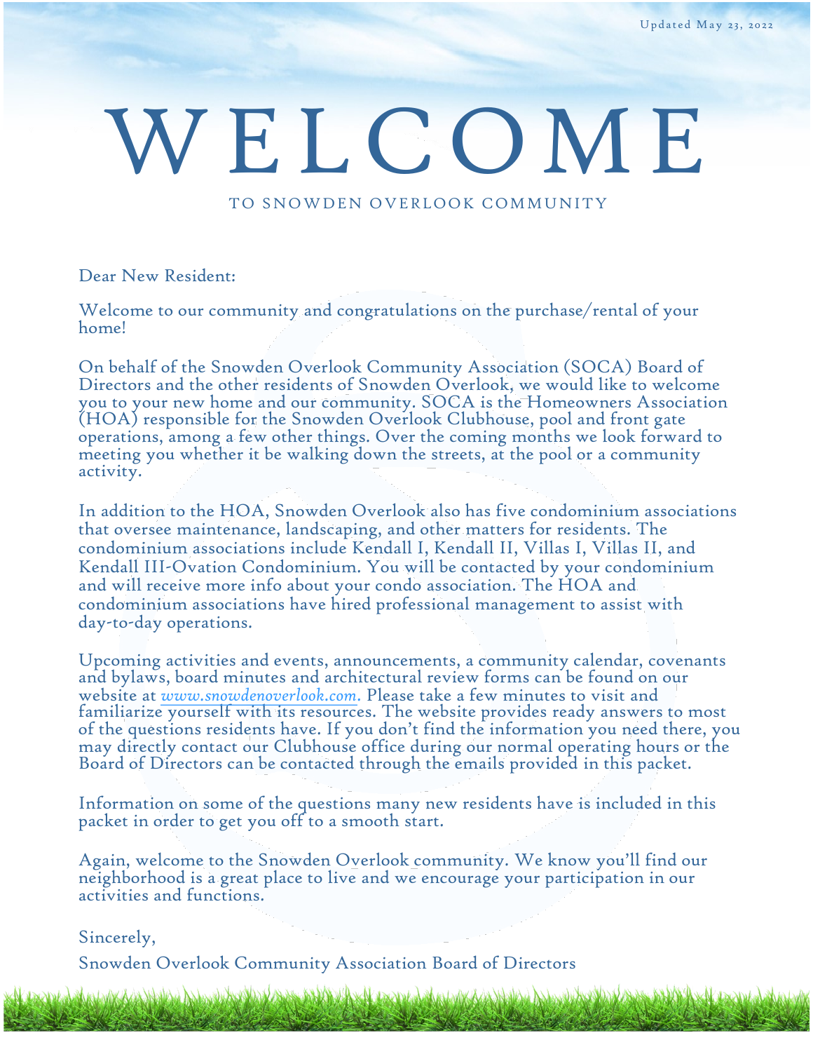Updated May 23, 2022

# WELCOME

TO SNOWDEN OVERLOOK COMMUNITY

Dear New Resident:

Welcome to our community and congratulations on the purchase/rental of your home!

On behalf of the Snowden Overlook Community Association (SOCA) Board of Directors and the other residents of Snowden Overlook, we would like to welcome you to your new home and our community. SOCA is the Homeowners Association (HOA) responsible for the Snowden Overlook Clubhouse, pool and front gate operations, among a few other things. Over the coming months we look forward to meeting you whether it be walking down the streets, at the pool or a community activity.

In addition to the HOA, Snowden Overlook also has five condominium associations that oversee maintenance, landscaping, and other matters for residents. The condominium associations include Kendall I, Kendall II, Villas I, Villas II, and Kendall III-Ovation Condominium. You will be contacted by your condominium and will receive more info about your condo association. The HOA and condominium associations have hired professional management to assist with day-to-day operations.

Upcoming activities and events, announcements, a community calendar, covenants and bylaws, board minutes and architectural review forms can be found on our website at *www.snowdenoverlook.com.* Please take a few minutes to visit and familiarize yourself with its resources. The website provides ready answers to most of the questions residents have. If you don't find the information you need there, you may directly contact our Clubhouse office during our normal operating hours or the Board of Directors can be contacted through the emails provided in this packet.

Information on some of the questions many new residents have is included in this packet in order to get you off to a smooth start.

Again, welcome to the Snowden Overlook community. We know you'll find our neighborhood is a great place to live and we encourage your participation in our activities and functions.

Sincerely,

Snowden Overlook Community Association Board of Directors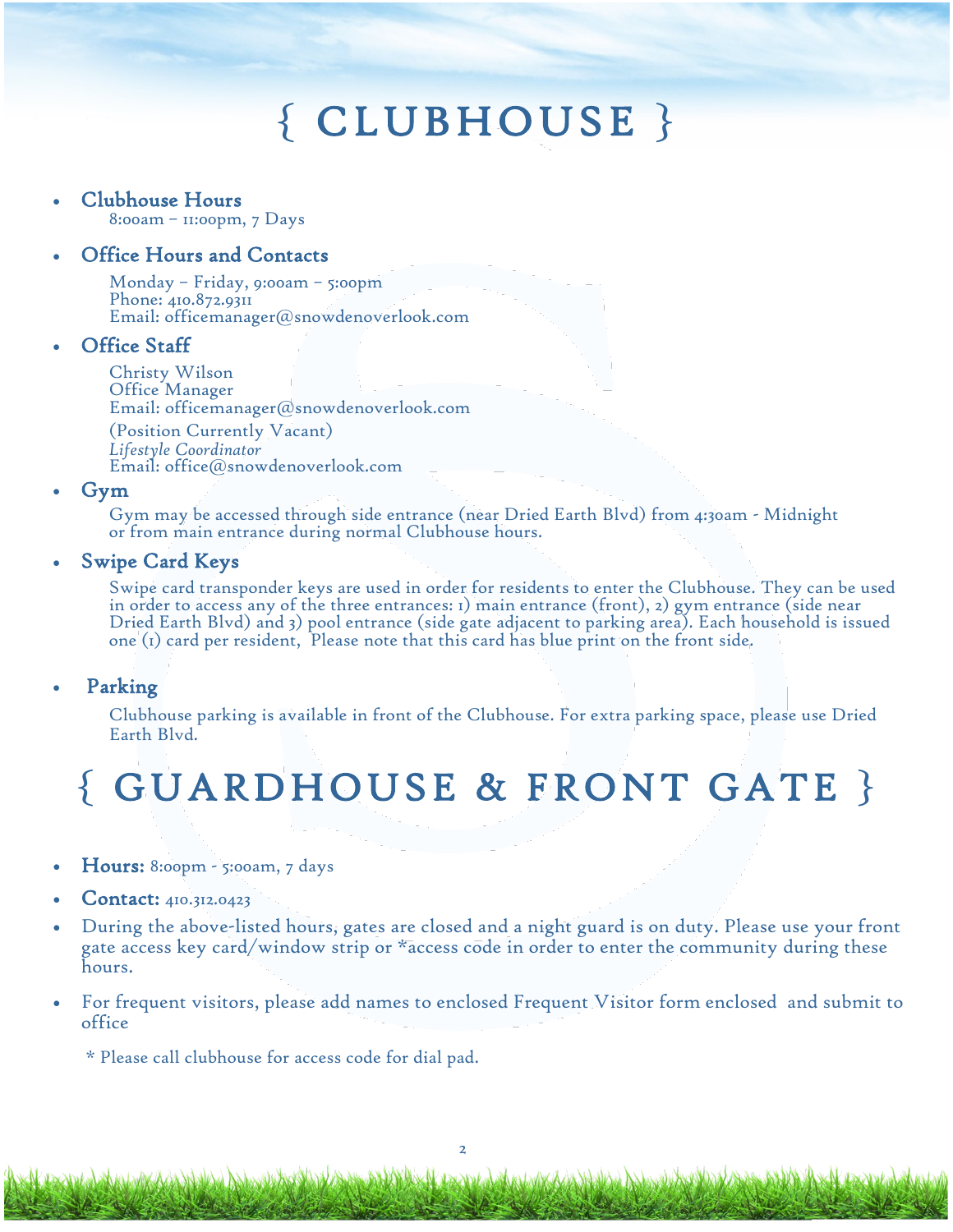# { CLUBHOUSE }

- **Clubhouse Hours**
  8:00am – 11:00pm, 7 Days

- **Office Hours and Contacts**
  Monday – Friday, 9:00am – 5:00pm
  Phone: 410.872.9311
  Email: officemanager@snowdenoverlook.com

- **Office Staff**
  Christy Wilson
  Office Manager
  Email: officemanager@snowdenoverlook.com

  (Position Currently Vacant)
  *Lifestyle Coordinator*
  Email: office@snowdenoverlook.com

- **Gym**
  Gym may be accessed through side entrance (near Dried Earth Blvd) from 4:30am - Midnight or from main entrance during normal Clubhouse hours.

- **Swipe Card Keys**
  Swipe card transponder keys are used in order for residents to enter the Clubhouse. They can be used in order to access any of the three entrances: 1) main entrance (front), 2) gym entrance (side near Dried Earth Blvd) and 3) pool entrance (side gate adjacent to parking area). Each household is issued one (1) card per resident, Please note that this card has blue print on the front side.

- **Parking**
  Clubhouse parking is available in front of the Clubhouse. For extra parking space, please use Dried Earth Blvd.

# { GUARDHOUSE & FRONT GATE }

- **Hours:** 8:00pm - 5:00am, 7 days
- **Contact:** 410.312.0423
- During the above-listed hours, gates are closed and a night guard is on duty. Please use your front gate access key card/window strip or *access code in order to enter the community during these hours.
- For frequent visitors, please add names to enclosed Frequent Visitor form enclosed and submit to office

\* Please call clubhouse for access code for dial pad.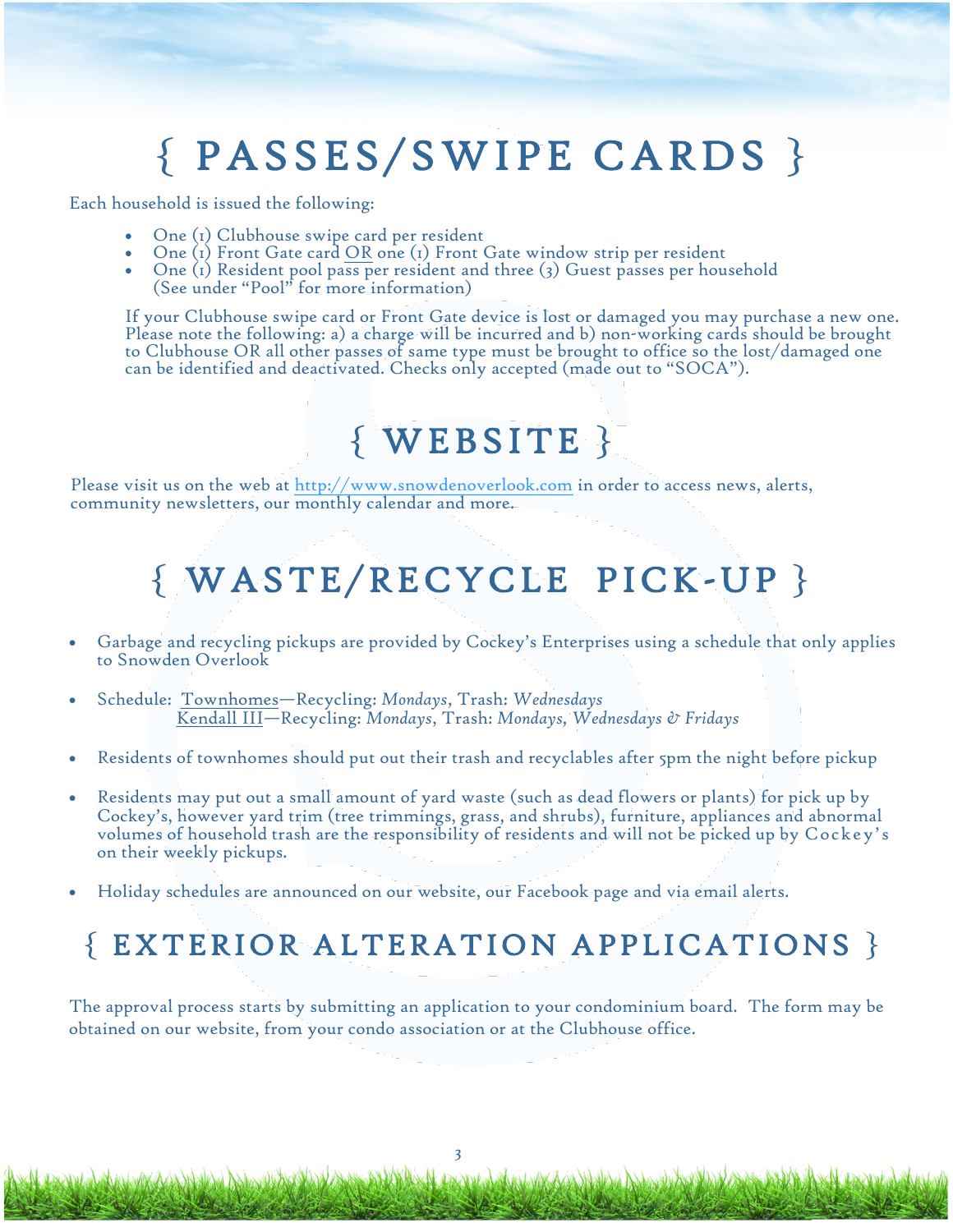# { PASSES/SWIPE CARDS }

Each household is issued the following:

- One (1) Clubhouse swipe card per resident
- One (1) Front Gate card OR one (1) Front Gate window strip per resident
- One (1) Resident pool pass per resident and three (3) Guest passes per household (See under "Pool" for more information)

If your Clubhouse swipe card or Front Gate device is lost or damaged you may purchase a new one. Please note the following: a) a charge will be incurred and b) non-working cards should be brought to Clubhouse OR all other passes of same type must be brought to office so the lost/damaged one can be identified and deactivated. Checks only accepted (made out to "SOCA").

# { WEBSITE }

Please visit us on the web at http://www.snowdenoverlook.com in order to access news, alerts, community newsletters, our monthly calendar and more.

# { WASTE/RECYCLE PICK-UP }

- Garbage and recycling pickups are provided by Cockey's Enterprises using a schedule that only applies to Snowden Overlook
- Schedule: Townhomes—Recycling: *Mondays*, Trash: *Wednesdays*
  Kendall III—Recycling: *Mondays*, Trash: *Mondays, Wednesdays & Fridays*
- Residents of townhomes should put out their trash and recyclables after 5pm the night before pickup
- Residents may put out a small amount of yard waste (such as dead flowers or plants) for pick up by Cockey's, however yard trim (tree trimmings, grass, and shrubs), furniture, appliances and abnormal volumes of household trash are the responsibility of residents and will not be picked up by Cockey's on their weekly pickups.
- Holiday schedules are announced on our website, our Facebook page and via email alerts.

# { EXTERIOR ALTERATION APPLICATIONS }

The approval process starts by submitting an application to your condominium board. The form may be obtained on our website, from your condo association or at the Clubhouse office.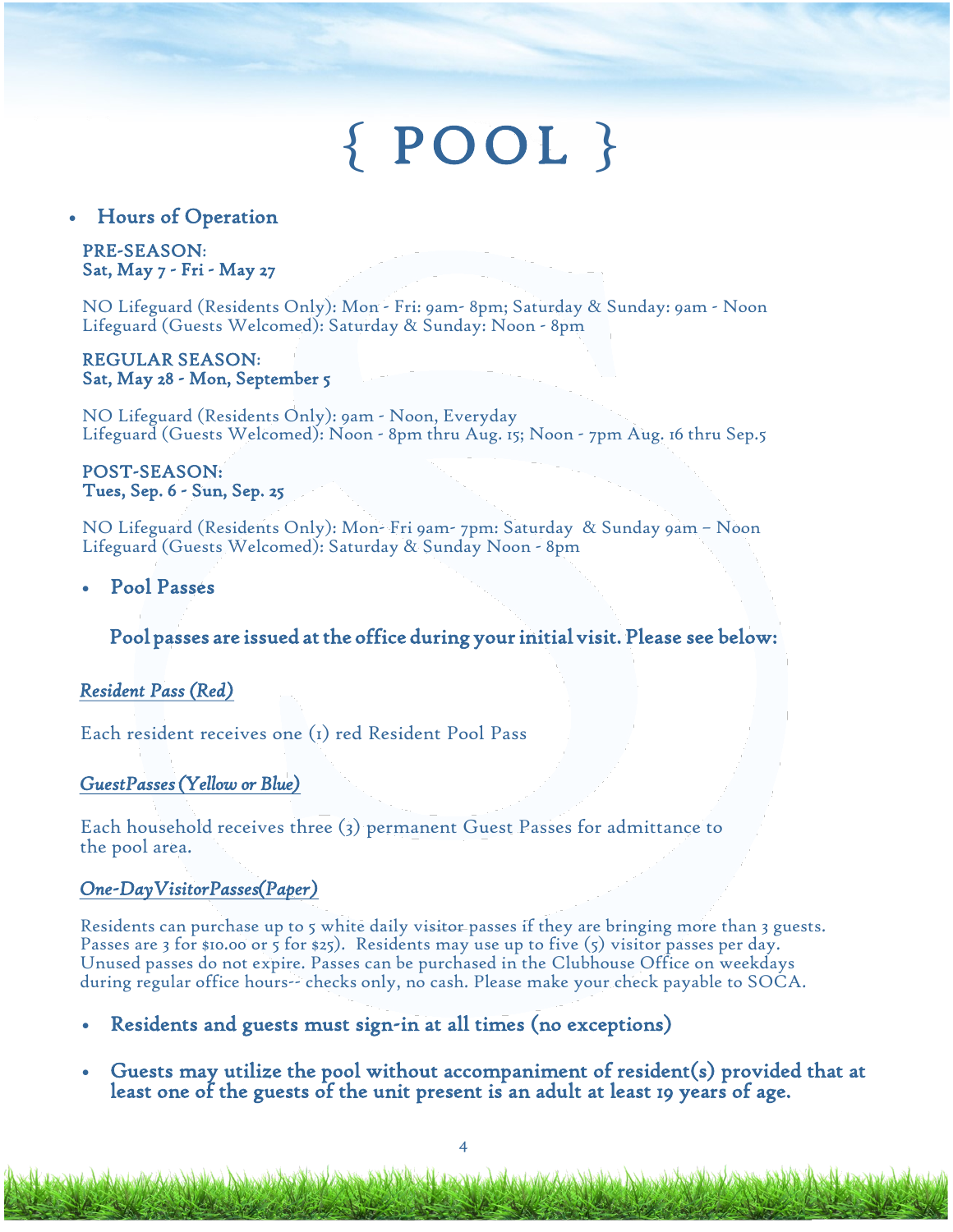# { POOL }

- ## Hours of Operation

**PRE-SEASON:**
**Sat, May 7 - Fri - May 27**

NO Lifeguard (Residents Only): Mon - Fri: 9am- 8pm; Saturday & Sunday: 9am - Noon
Lifeguard (Guests Welcomed): Saturday & Sunday: Noon - 8pm

**REGULAR SEASON:**
**Sat, May 28 - Mon, September 5**

NO Lifeguard (Residents Only): 9am - Noon, Everyday
Lifeguard (Guests Welcomed): Noon - 8pm thru Aug. 15; Noon - 7pm Aug. 16 thru Sep.5

**POST-SEASON:**
**Tues, Sep. 6 - Sun, Sep. 25**

NO Lifeguard (Residents Only): Mon- Fri 9am- 7pm: Saturday & Sunday 9am – Noon
Lifeguard (Guests Welcomed): Saturday & Sunday Noon - 8pm

- ## Pool Passes

**Pool passes are issued at the office during your initial visit. Please see below:**

*Resident Pass (Red)*

Each resident receives one (1) red Resident Pool Pass

*GuestPasses (Yellow or Blue)*

Each household receives three (3) permanent Guest Passes for admittance to the pool area.

*One-DayVisitorPasses(Paper)*

Residents can purchase up to 5 white daily visitor passes if they are bringing more than 3 guests. Passes are 3 for $10.00 or 5 for $25). Residents may use up to five (5) visitor passes per day. Unused passes do not expire. Passes can be purchased in the Clubhouse Office on weekdays during regular office hours-- checks only, no cash. Please make your check payable to SOCA.

- **Residents and guests must sign-in at all times (no exceptions)**
- **Guests may utilize the pool without accompaniment of resident(s) provided that at least one of the guests of the unit present is an adult at least 19 years of age.**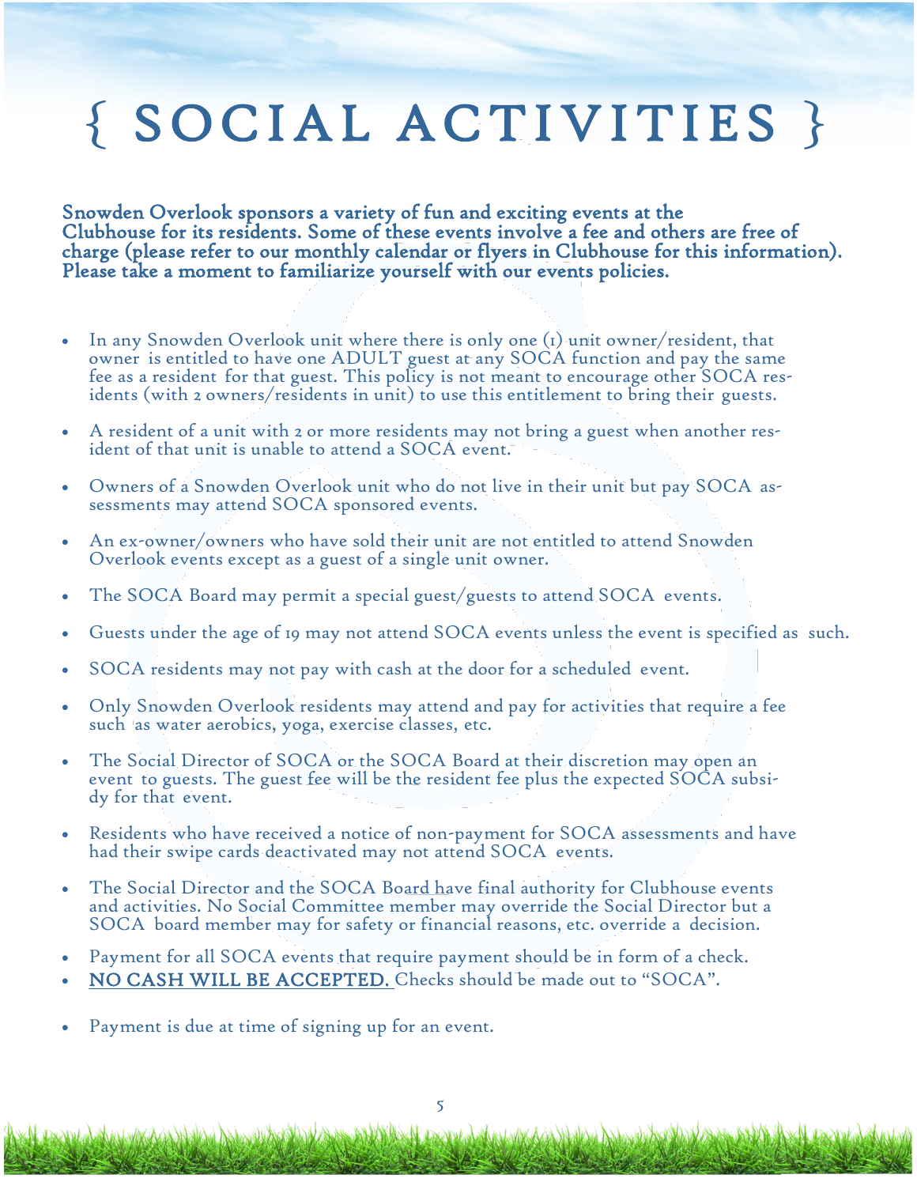# { SOCIAL ACTIVITIES }

**Snowden Overlook sponsors a variety of fun and exciting events at the Clubhouse for its residents. Some of these events involve a fee and others are free of charge (please refer to our monthly calendar or flyers in Clubhouse for this information). Please take a moment to familiarize yourself with our events policies.**

- In any Snowden Overlook unit where there is only one (1) unit owner/resident, that owner is entitled to have one ADULT guest at any SOCA function and pay the same fee as a resident for that guest. This policy is not meant to encourage other SOCA residents (with 2 owners/residents in unit) to use this entitlement to bring their guests.
- A resident of a unit with 2 or more residents may not bring a guest when another resident of that unit is unable to attend a SOCA event.
- Owners of a Snowden Overlook unit who do not live in their unit but pay SOCA assessments may attend SOCA sponsored events.
- An ex-owner/owners who have sold their unit are not entitled to attend Snowden Overlook events except as a guest of a single unit owner.
- The SOCA Board may permit a special guest/guests to attend SOCA events.
- Guests under the age of 19 may not attend SOCA events unless the event is specified as such.
- SOCA residents may not pay with cash at the door for a scheduled event.
- Only Snowden Overlook residents may attend and pay for activities that require a fee such as water aerobics, yoga, exercise classes, etc.
- The Social Director of SOCA or the SOCA Board at their discretion may open an event to guests. The guest fee will be the resident fee plus the expected SOCA subsidy for that event.
- Residents who have received a notice of non-payment for SOCA assessments and have had their swipe cards deactivated may not attend SOCA events.
- The Social Director and the SOCA Board have final authority for Clubhouse events and activities. No Social Committee member may override the Social Director but a SOCA board member may for safety or financial reasons, etc. override a decision.
- Payment for all SOCA events that require payment should be in form of a check.
- <u>NO CASH WILL BE ACCEPTED.</u> Checks should be made out to "SOCA".
- Payment is due at time of signing up for an event.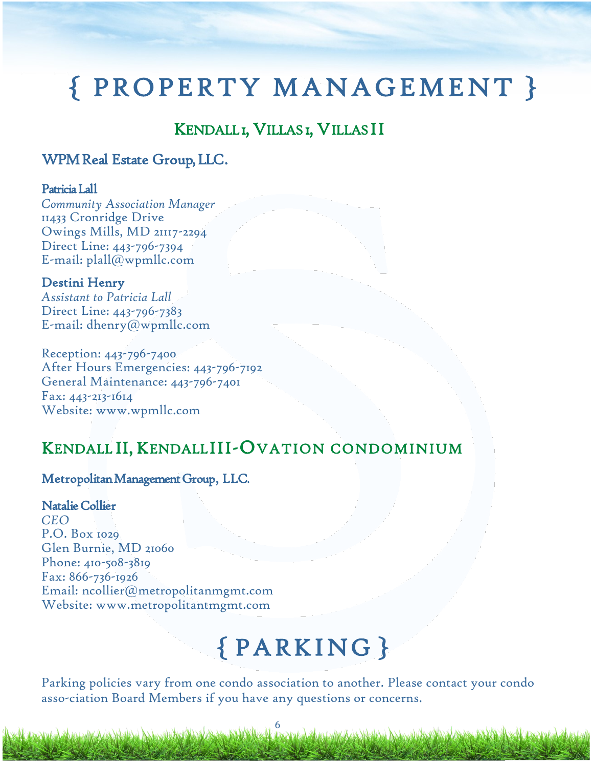# { PROPERTY MANAGEMENT }

## Kendall I, Villas I, Villas II

### WPM Real Estate Group, LLC.

**Patricia Lall**
*Community Association Manager*
11433 Cronridge Drive
Owings Mills, MD 21117-2294
Direct Line: 443-796-7394
E-mail: plall@wpmllc.com

**Destini Henry**
*Assistant to Patricia Lall*
Direct Line: 443-796-7383
E-mail: dhenry@wpmllc.com

Reception: 443-796-7400
After Hours Emergencies: 443-796-7192
General Maintenance: 443-796-7401
Fax: 443-213-1614
Website: www.wpmllc.com

## Kendall II, Kendall III-Ovation condominium

### Metropolitan Management Group, LLC.

**Natalie Collier**
*CEO*
P.O. Box 1029
Glen Burnie, MD 21060
Phone: 410-508-3819
Fax: 866-736-1926
Email: ncollier@metropolitanmgmt.com
Website: www.metropolitantmgmt.com

# { PARKING }

Parking policies vary from one condo association to another. Please contact your condo asso-ciation Board Members if you have any questions or concerns.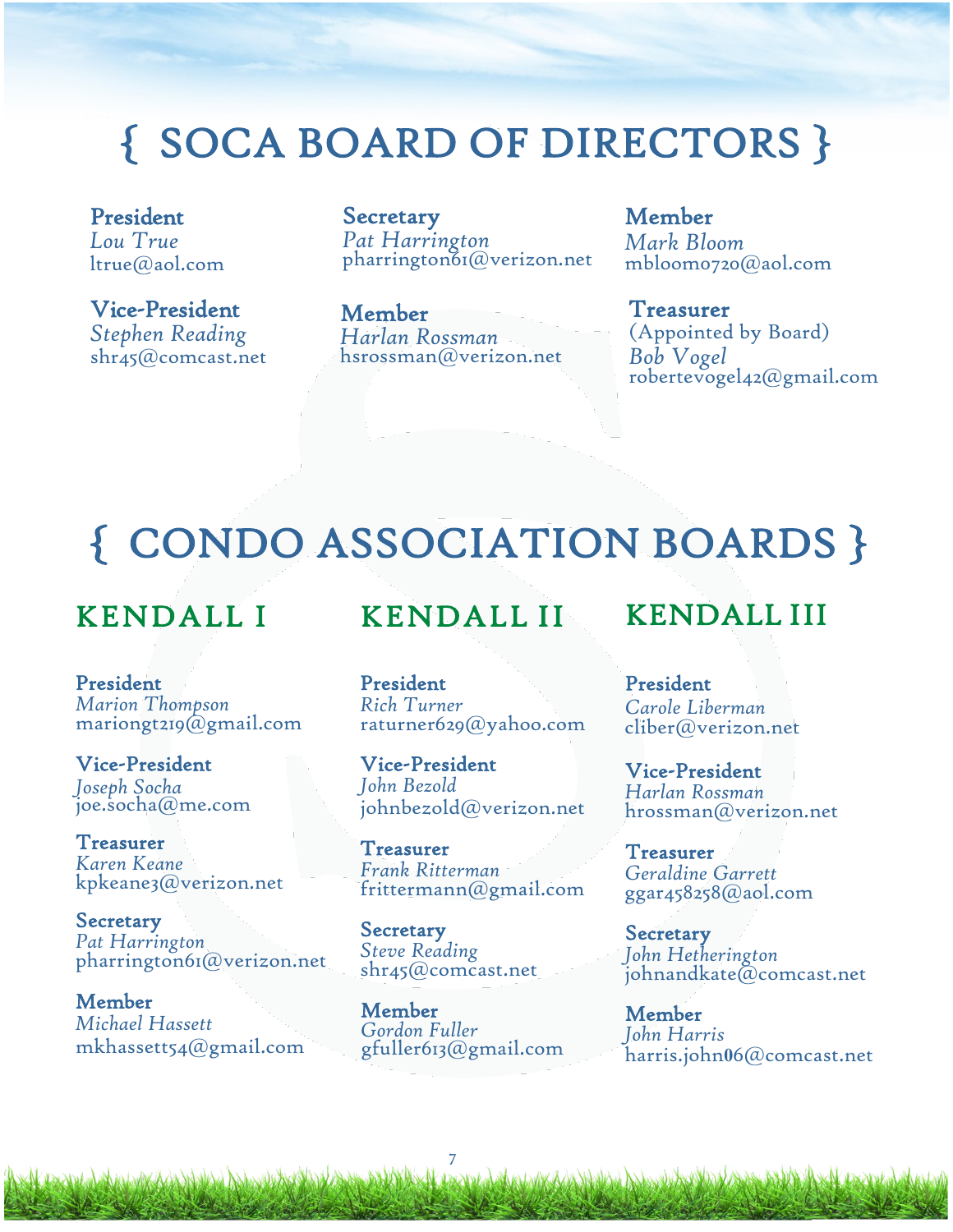# { SOCA BOARD OF DIRECTORS }

**President**
*Lou True*
ltrue@aol.com

**Vice-President**
*Stephen Reading*
shr45@comcast.net

**Secretary**
*Pat Harrington*
pharrington61@verizon.net

**Member**
*Harlan Rossman*
hsrossman@verizon.net

**Member**
*Mark Bloom*
mbloom0720@aol.com

**Treasurer**
(Appointed by Board)
*Bob Vogel*
robertevogel42@gmail.com

# { CONDO ASSOCIATION BOARDS }

## KENDALL I

**President**
*Marion Thompson*
mariongt219@gmail.com

**Vice-President**
*Joseph Socha*
joe.socha@me.com

**Treasurer**
*Karen Keane*
kpkeane3@verizon.net

**Secretary**
*Pat Harrington*
pharrington61@verizon.net

**Member**
*Michael Hassett*
mkhassett54@gmail.com

## KENDALL II

**President**
*Rich Turner*
raturner629@yahoo.com

**Vice-President**
*John Bezold*
johnbezold@verizon.net

**Treasurer**
*Frank Ritterman*
frittermann@gmail.com

**Secretary**
*Steve Reading*
shr45@comcast.net

**Member**
*Gordon Fuller*
gfuller613@gmail.com

## KENDALL III

**President**
*Carole Liberman*
cliber@verizon.net

**Vice-President**
*Harlan Rossman*
hrossman@verizon.net

**Treasurer**
*Geraldine Garrett*
ggar458258@aol.com

**Secretary**
*John Hetherington*
johnandkate@comcast.net

**Member**
*John Harris*
harris.john06@comcast.net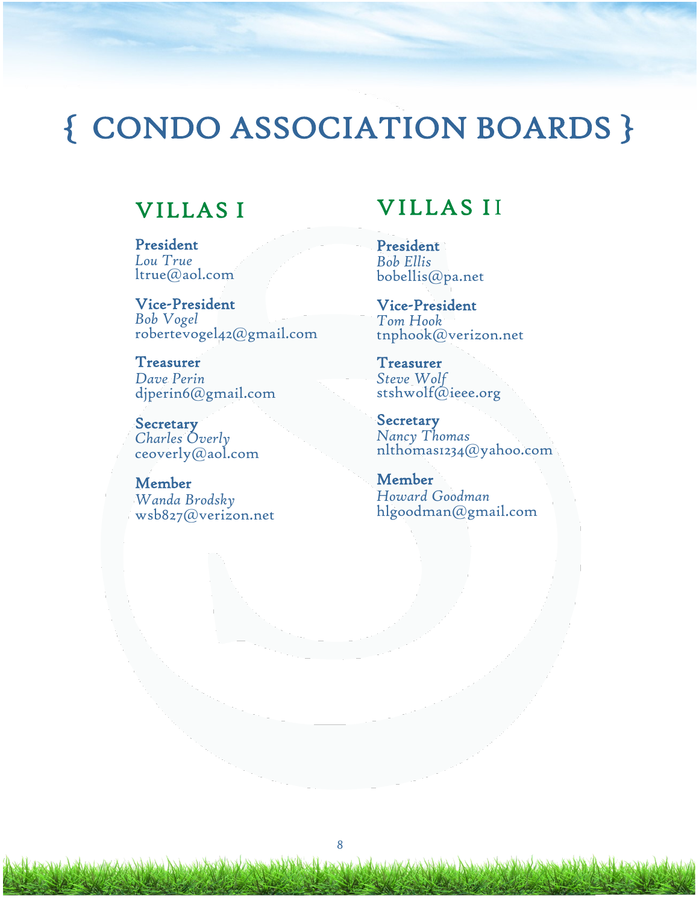# { CONDO ASSOCIATION BOARDS }

## VILLAS I

**President**
*Lou True*
ltrue@aol.com

**Vice-President**
*Bob Vogel*
robertevogel42@gmail.com

**Treasurer**
*Dave Perin*
djperin6@gmail.com

**Secretary**
*Charles Overly*
ceoverly@aol.com

**Member**
*Wanda Brodsky*
wsb827@verizon.net

## VILLAS II

**President**
*Bob Ellis*
bobellis@pa.net

**Vice-President**
*Tom Hook*
tnphook@verizon.net

**Treasurer**
*Steve Wolf*
stshwolf@ieee.org

**Secretary**
*Nancy Thomas*
nlthomas1234@yahoo.com

**Member**
*Howard Goodman*
hlgoodman@gmail.com